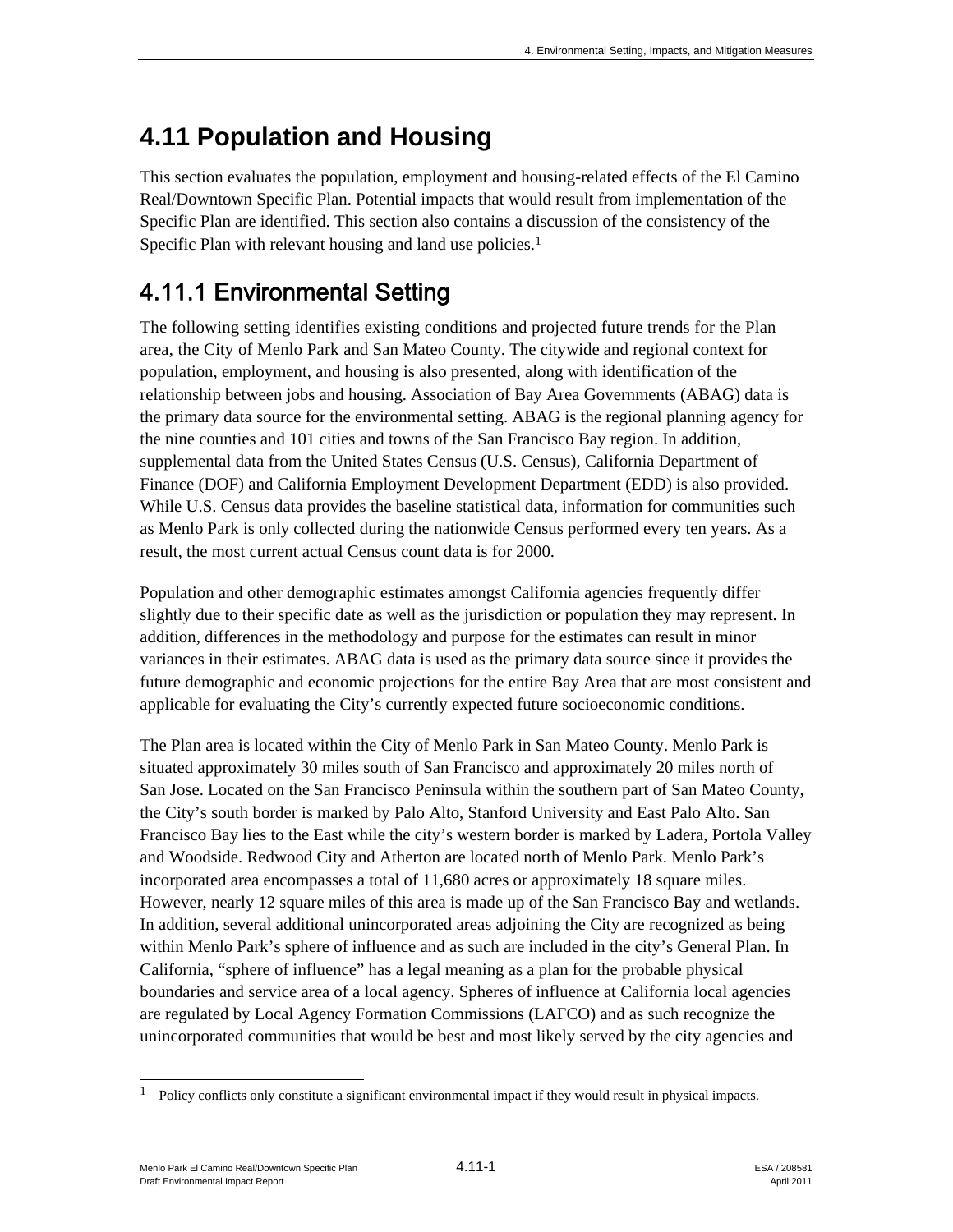# 4.11 Population and Housing

This section evaluates the population, employment and housing-related effects of the El Camino Real/Downtown Specific Plan. Potential impacts that would result from implementation of the Specific Plan are identified. This section also contains a discussion of the consistency of the Specific Plan with relevant housing and land use policies.[1]

## 4.11.1 Environmental Setting

The following setting identifies existing conditions and projected future trends for the Plan area, the City of Menlo Park and San Mateo County. The citywide and regional context for population, employment, and housing is also presented, along with identification of the relationship between jobs and housing. Association of Bay Area Governments (ABAG) data is the primary data source for the environmental setting. ABAG is the regional planning agency for the nine counties and 101 cities and towns of the San Francisco Bay region. In addition, supplemental data from the United States Census (U.S. Census), California Department of Finance (DOF) and California Employment Development Department (EDD) is also provided. While U.S. Census data provides the baseline statistical data, information for communities such as Menlo Park is only collected during the nationwide Census performed every ten years. As a result, the most current actual Census count data is for 2000.

Population and other demographic estimates amongst California agencies frequently differ slightly due to their specific date as well as the jurisdiction or population they may represent. In addition, differences in the methodology and purpose for the estimates can result in minor variances in their estimates. ABAG data is used as the primary data source since it provides the future demographic and economic projections for the entire Bay Area that are most consistent and applicable for evaluating the City's currently expected future socioeconomic conditions.

The Plan area is located within the City of Menlo Park in San Mateo County. Menlo Park is situated approximately 30 miles south of San Francisco and approximately 20 miles north of San Jose. Located on the San Francisco Peninsula within the southern part of San Mateo County, the City's south border is marked by Palo Alto, Stanford University and East Palo Alto. San Francisco Bay lies to the East while the city's western border is marked by Ladera, Portola Valley and Woodside. Redwood City and Atherton are located north of Menlo Park. Menlo Park's incorporated area encompasses a total of 11,680 acres or approximately 18 square miles. However, nearly 12 square miles of this area is made up of the San Francisco Bay and wetlands. In addition, several additional unincorporated areas adjoining the City are recognized as being within Menlo Park's sphere of influence and as such are included in the city's General Plan. In California, "sphere of influence" has a legal meaning as a plan for the probable physical boundaries and service area of a local agency. Spheres of influence at California local agencies are regulated by Local Agency Formation Commissions (LAFCO) and as such recognize the unincorporated communities that would be best and most likely served by the city agencies and

[1] Policy conflicts only constitute a significant environmental impact if they would result in physical impacts.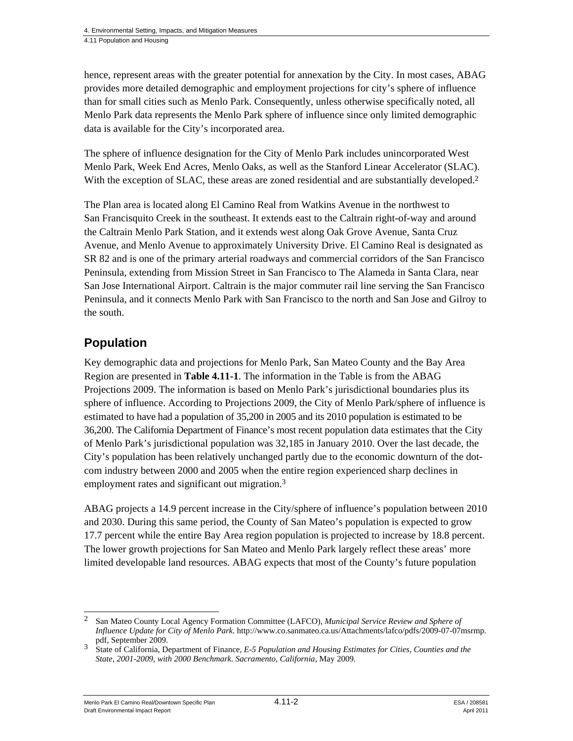hence, represent areas with the greater potential for annexation by the City. In most cases, ABAG provides more detailed demographic and employment projections for city's sphere of influence than for small cities such as Menlo Park. Consequently, unless otherwise specifically noted, all Menlo Park data represents the Menlo Park sphere of influence since only limited demographic data is available for the City's incorporated area.

The sphere of influence designation for the City of Menlo Park includes unincorporated West Menlo Park, Week End Acres, Menlo Oaks, as well as the Stanford Linear Accelerator (SLAC). With the exception of SLAC, these areas are zoned residential and are substantially developed.[2]

The Plan area is located along El Camino Real from Watkins Avenue in the northwest to San Francisquito Creek in the southeast. It extends east to the Caltrain right-of-way and around the Caltrain Menlo Park Station, and it extends west along Oak Grove Avenue, Santa Cruz Avenue, and Menlo Avenue to approximately University Drive. El Camino Real is designated as SR 82 and is one of the primary arterial roadways and commercial corridors of the San Francisco Peninsula, extending from Mission Street in San Francisco to The Alameda in Santa Clara, near San Jose International Airport. Caltrain is the major commuter rail line serving the San Francisco Peninsula, and it connects Menlo Park with San Francisco to the north and San Jose and Gilroy to the south.

## Population

Key demographic data and projections for Menlo Park, San Mateo County and the Bay Area Region are presented in **Table 4.11-1**. The information in the Table is from the ABAG Projections 2009. The information is based on Menlo Park's jurisdictional boundaries plus its sphere of influence. According to Projections 2009, the City of Menlo Park/sphere of influence is estimated to have had a population of 35,200 in 2005 and its 2010 population is estimated to be 36,200. The California Department of Finance's most recent population data estimates that the City of Menlo Park's jurisdictional population was 32,185 in January 2010. Over the last decade, the City's population has been relatively unchanged partly due to the economic downturn of the dot-com industry between 2000 and 2005 when the entire region experienced sharp declines in employment rates and significant out migration.[3]

ABAG projects a 14.9 percent increase in the City/sphere of influence's population between 2010 and 2030. During this same period, the County of San Mateo's population is expected to grow 17.7 percent while the entire Bay Area region population is projected to increase by 18.8 percent. The lower growth projections for San Mateo and Menlo Park largely reflect these areas' more limited developable land resources. ABAG expects that most of the County's future population

---

[2] San Mateo County Local Agency Formation Committee (LAFCO), *Municipal Service Review and Sphere of Influence Update for City of Menlo Park*. http://www.co.sanmateo.ca.us/Attachments/lafco/pdfs/2009-07-07msrmp.pdf, September 2009.

[3] State of California, Department of Finance, *E-5 Population and Housing Estimates for Cities, Counties and the State, 2001-2009, with 2000 Benchmark. Sacramento, California,* May 2009.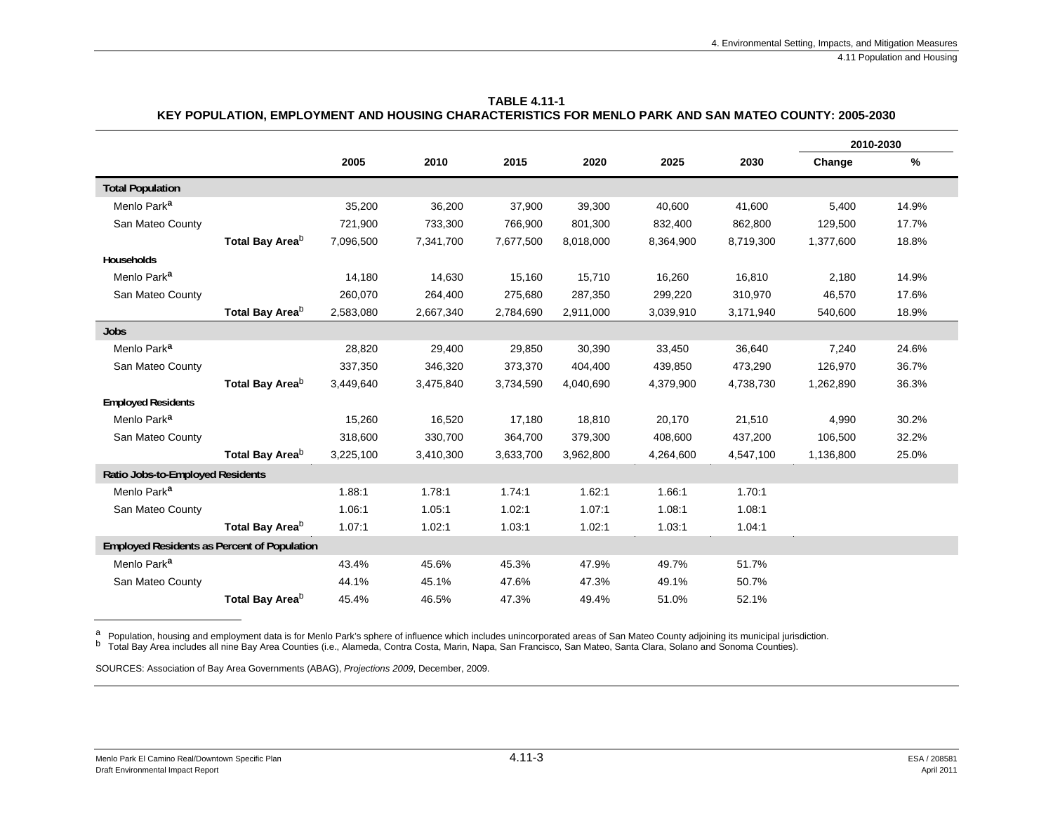**TABLE 4.11-1**
**KEY POPULATION, EMPLOYMENT AND HOUSING CHARACTERISTICS FOR MENLO PARK AND SAN MATEO COUNTY: 2005-2030**

| | 2005 | 2010 | 2015 | 2020 | 2025 | 2030 | 2010-2030 Change | 2010-2030 % |
|---|---|---|---|---|---|---|---|---|
| **Total Population** | | | | | | | | |
| Menlo Park[a] | 35,200 | 36,200 | 37,900 | 39,300 | 40,600 | 41,600 | 5,400 | 14.9% |
| San Mateo County | 721,900 | 733,300 | 766,900 | 801,300 | 832,400 | 862,800 | 129,500 | 17.7% |
| **Total Bay Area**[b] | 7,096,500 | 7,341,700 | 7,677,500 | 8,018,000 | 8,364,900 | 8,719,300 | 1,377,600 | 18.8% |
| **Households** | | | | | | | | |
| Menlo Park[a] | 14,180 | 14,630 | 15,160 | 15,710 | 16,260 | 16,810 | 2,180 | 14.9% |
| San Mateo County | 260,070 | 264,400 | 275,680 | 287,350 | 299,220 | 310,970 | 46,570 | 17.6% |
| **Total Bay Area**[b] | 2,583,080 | 2,667,340 | 2,784,690 | 2,911,000 | 3,039,910 | 3,171,940 | 540,600 | 18.9% |
| **Jobs** | | | | | | | | |
| Menlo Park[a] | 28,820 | 29,400 | 29,850 | 30,390 | 33,450 | 36,640 | 7,240 | 24.6% |
| San Mateo County | 337,350 | 346,320 | 373,370 | 404,400 | 439,850 | 473,290 | 126,970 | 36.7% |
| **Total Bay Area**[b] | 3,449,640 | 3,475,840 | 3,734,590 | 4,040,690 | 4,379,900 | 4,738,730 | 1,262,890 | 36.3% |
| **Employed Residents** | | | | | | | | |
| Menlo Park[a] | 15,260 | 16,520 | 17,180 | 18,810 | 20,170 | 21,510 | 4,990 | 30.2% |
| San Mateo County | 318,600 | 330,700 | 364,700 | 379,300 | 408,600 | 437,200 | 106,500 | 32.2% |
| **Total Bay Area**[b] | 3,225,100 | 3,410,300 | 3,633,700 | 3,962,800 | 4,264,600 | 4,547,100 | 1,136,800 | 25.0% |
| **Ratio Jobs-to-Employed Residents** | | | | | | | | |
| Menlo Park[a] | 1.88:1 | 1.78:1 | 1.74:1 | 1.62:1 | 1.66:1 | 1.70:1 | | |
| San Mateo County | 1.06:1 | 1.05:1 | 1.02:1 | 1.07:1 | 1.08:1 | 1.08:1 | | |
| **Total Bay Area**[b] | 1.07:1 | 1.02:1 | 1.03:1 | 1.02:1 | 1.03:1 | 1.04:1 | | |
| **Employed Residents as Percent of Population** | | | | | | | | |
| Menlo Park[a] | 43.4% | 45.6% | 45.3% | 47.9% | 49.7% | 51.7% | | |
| San Mateo County | 44.1% | 45.1% | 47.6% | 47.3% | 49.1% | 50.7% | | |
| **Total Bay Area**[b] | 45.4% | 46.5% | 47.3% | 49.4% | 51.0% | 52.1% | | |

[a] Population, housing and employment data is for Menlo Park's sphere of influence which includes unincorporated areas of San Mateo County adjoining its municipal jurisdiction.
[b] Total Bay Area includes all nine Bay Area Counties (i.e., Alameda, Contra Costa, Marin, Napa, San Francisco, San Mateo, Santa Clara, Solano and Sonoma Counties).

SOURCES: Association of Bay Area Governments (ABAG), *Projections 2009*, December, 2009.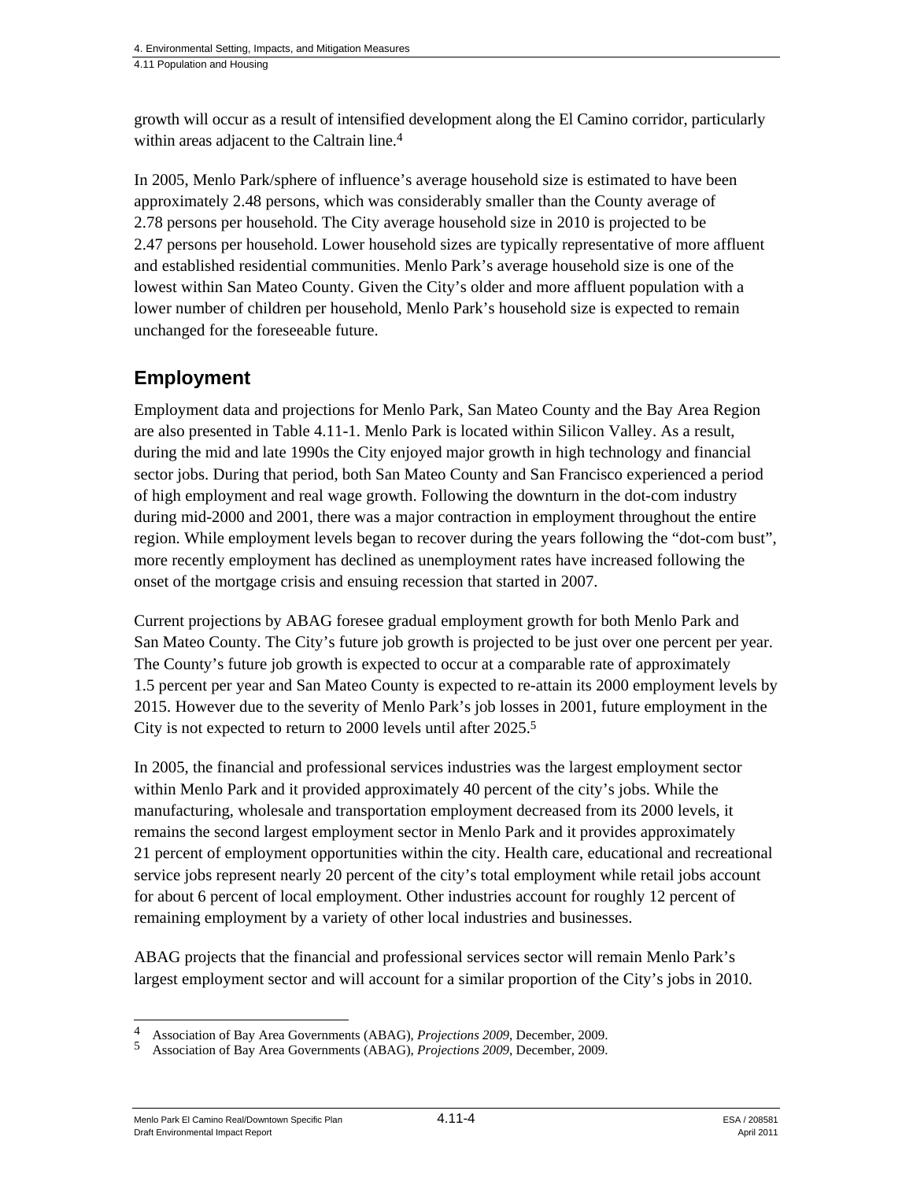growth will occur as a result of intensified development along the El Camino corridor, particularly within areas adjacent to the Caltrain line.[4]

In 2005, Menlo Park/sphere of influence's average household size is estimated to have been approximately 2.48 persons, which was considerably smaller than the County average of 2.78 persons per household. The City average household size in 2010 is projected to be 2.47 persons per household. Lower household sizes are typically representative of more affluent and established residential communities. Menlo Park's average household size is one of the lowest within San Mateo County. Given the City's older and more affluent population with a lower number of children per household, Menlo Park's household size is expected to remain unchanged for the foreseeable future.

## Employment

Employment data and projections for Menlo Park, San Mateo County and the Bay Area Region are also presented in Table 4.11-1. Menlo Park is located within Silicon Valley. As a result, during the mid and late 1990s the City enjoyed major growth in high technology and financial sector jobs. During that period, both San Mateo County and San Francisco experienced a period of high employment and real wage growth. Following the downturn in the dot-com industry during mid-2000 and 2001, there was a major contraction in employment throughout the entire region. While employment levels began to recover during the years following the "dot-com bust", more recently employment has declined as unemployment rates have increased following the onset of the mortgage crisis and ensuing recession that started in 2007.

Current projections by ABAG foresee gradual employment growth for both Menlo Park and San Mateo County. The City's future job growth is projected to be just over one percent per year. The County's future job growth is expected to occur at a comparable rate of approximately 1.5 percent per year and San Mateo County is expected to re-attain its 2000 employment levels by 2015. However due to the severity of Menlo Park's job losses in 2001, future employment in the City is not expected to return to 2000 levels until after 2025.[5]

In 2005, the financial and professional services industries was the largest employment sector within Menlo Park and it provided approximately 40 percent of the city's jobs. While the manufacturing, wholesale and transportation employment decreased from its 2000 levels, it remains the second largest employment sector in Menlo Park and it provides approximately 21 percent of employment opportunities within the city. Health care, educational and recreational service jobs represent nearly 20 percent of the city's total employment while retail jobs account for about 6 percent of local employment. Other industries account for roughly 12 percent of remaining employment by a variety of other local industries and businesses.

ABAG projects that the financial and professional services sector will remain Menlo Park's largest employment sector and will account for a similar proportion of the City's jobs in 2010.

---

[4] Association of Bay Area Governments (ABAG), *Projections 2009*, December, 2009.
[5] Association of Bay Area Governments (ABAG), *Projections 2009*, December, 2009.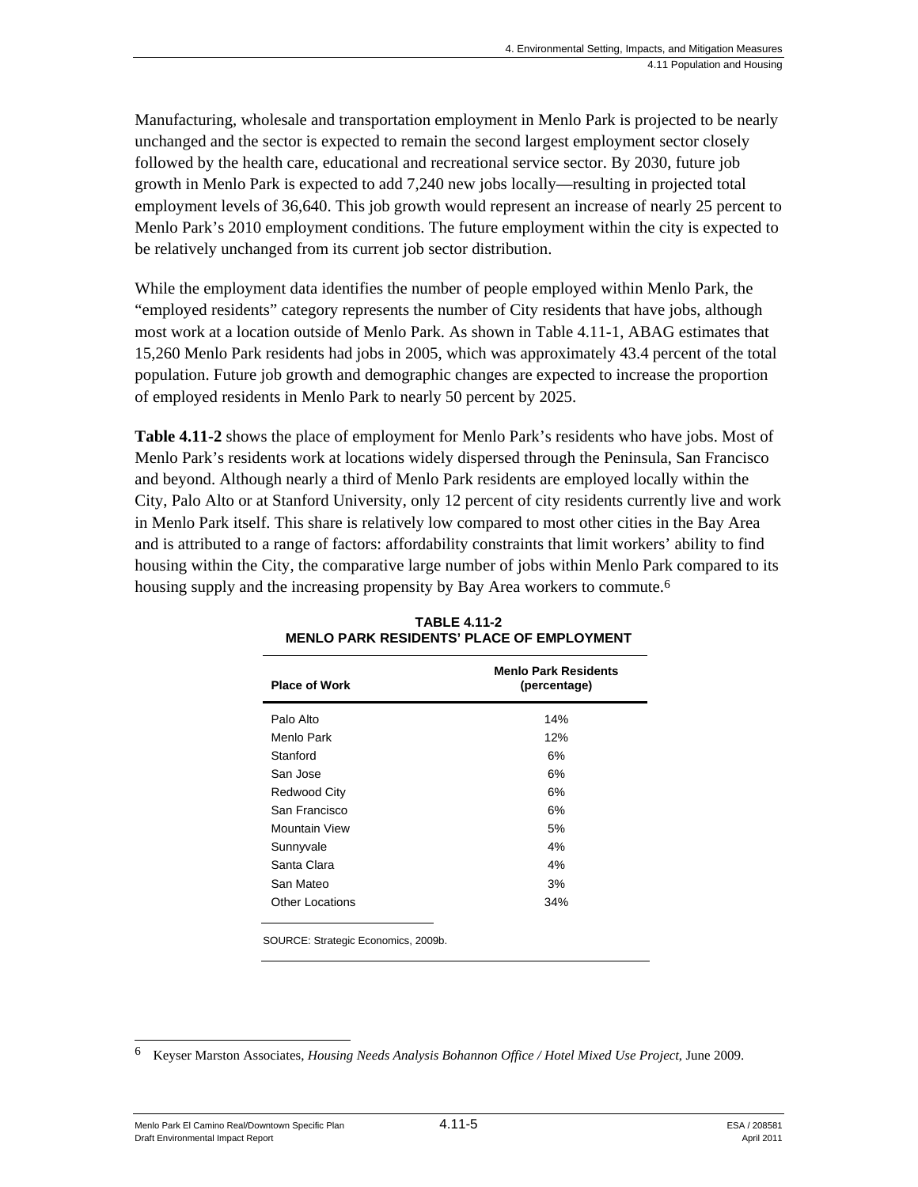Manufacturing, wholesale and transportation employment in Menlo Park is projected to be nearly unchanged and the sector is expected to remain the second largest employment sector closely followed by the health care, educational and recreational service sector. By 2030, future job growth in Menlo Park is expected to add 7,240 new jobs locally—resulting in projected total employment levels of 36,640. This job growth would represent an increase of nearly 25 percent to Menlo Park's 2010 employment conditions. The future employment within the city is expected to be relatively unchanged from its current job sector distribution.

While the employment data identifies the number of people employed within Menlo Park, the "employed residents" category represents the number of City residents that have jobs, although most work at a location outside of Menlo Park. As shown in Table 4.11-1, ABAG estimates that 15,260 Menlo Park residents had jobs in 2005, which was approximately 43.4 percent of the total population. Future job growth and demographic changes are expected to increase the proportion of employed residents in Menlo Park to nearly 50 percent by 2025.

**Table 4.11-2** shows the place of employment for Menlo Park's residents who have jobs. Most of Menlo Park's residents work at locations widely dispersed through the Peninsula, San Francisco and beyond. Although nearly a third of Menlo Park residents are employed locally within the City, Palo Alto or at Stanford University, only 12 percent of city residents currently live and work in Menlo Park itself. This share is relatively low compared to most other cities in the Bay Area and is attributed to a range of factors: affordability constraints that limit workers' ability to find housing within the City, the comparative large number of jobs within Menlo Park compared to its housing supply and the increasing propensity by Bay Area workers to commute.[6]

**TABLE 4.11-2**
**MENLO PARK RESIDENTS' PLACE OF EMPLOYMENT**

| Place of Work | Menlo Park Residents (percentage) |
|---|---|
| Palo Alto | 14% |
| Menlo Park | 12% |
| Stanford | 6% |
| San Jose | 6% |
| Redwood City | 6% |
| San Francisco | 6% |
| Mountain View | 5% |
| Sunnyvale | 4% |
| Santa Clara | 4% |
| San Mateo | 3% |
| Other Locations | 34% |

SOURCE: Strategic Economics, 2009b.

[6] Keyser Marston Associates, *Housing Needs Analysis Bohannon Office / Hotel Mixed Use Project*, June 2009.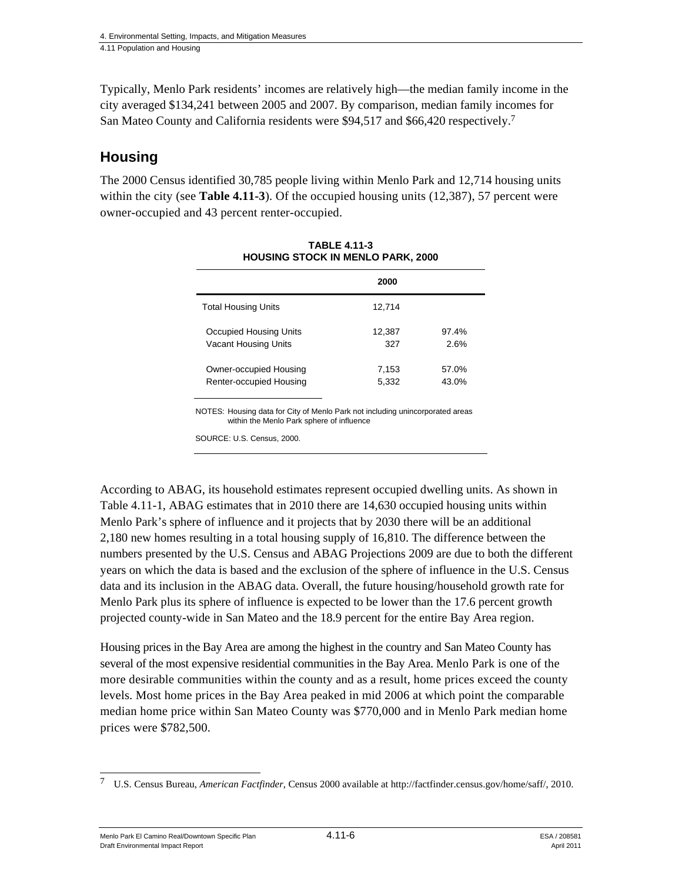Typically, Menlo Park residents' incomes are relatively high—the median family income in the city averaged $134,241 between 2005 and 2007. By comparison, median family incomes for San Mateo County and California residents were $94,517 and $66,420 respectively.[7]

## Housing

The 2000 Census identified 30,785 people living within Menlo Park and 12,714 housing units within the city (see **Table 4.11-3**). Of the occupied housing units (12,387), 57 percent were owner-occupied and 43 percent renter-occupied.

**TABLE 4.11-3**
**HOUSING STOCK IN MENLO PARK, 2000**

| | 2000 | |
|---|---|---|
| Total Housing Units | 12,714 | |
| Occupied Housing Units | 12,387 | 97.4% |
| Vacant Housing Units | 327 | 2.6% |
| Owner-occupied Housing | 7,153 | 57.0% |
| Renter-occupied Housing | 5,332 | 43.0% |

NOTES: Housing data for City of Menlo Park not including unincorporated areas within the Menlo Park sphere of influence

SOURCE: U.S. Census, 2000.

According to ABAG, its household estimates represent occupied dwelling units. As shown in Table 4.11-1, ABAG estimates that in 2010 there are 14,630 occupied housing units within Menlo Park's sphere of influence and it projects that by 2030 there will be an additional 2,180 new homes resulting in a total housing supply of 16,810. The difference between the numbers presented by the U.S. Census and ABAG Projections 2009 are due to both the different years on which the data is based and the exclusion of the sphere of influence in the U.S. Census data and its inclusion in the ABAG data. Overall, the future housing/household growth rate for Menlo Park plus its sphere of influence is expected to be lower than the 17.6 percent growth projected county-wide in San Mateo and the 18.9 percent for the entire Bay Area region.

Housing prices in the Bay Area are among the highest in the country and San Mateo County has several of the most expensive residential communities in the Bay Area. Menlo Park is one of the more desirable communities within the county and as a result, home prices exceed the county levels. Most home prices in the Bay Area peaked in mid 2006 at which point the comparable median home price within San Mateo County was $770,000 and in Menlo Park median home prices were $782,500.

---

[7] U.S. Census Bureau, *American Factfinder*, Census 2000 available at http://factfinder.census.gov/home/saff/, 2010.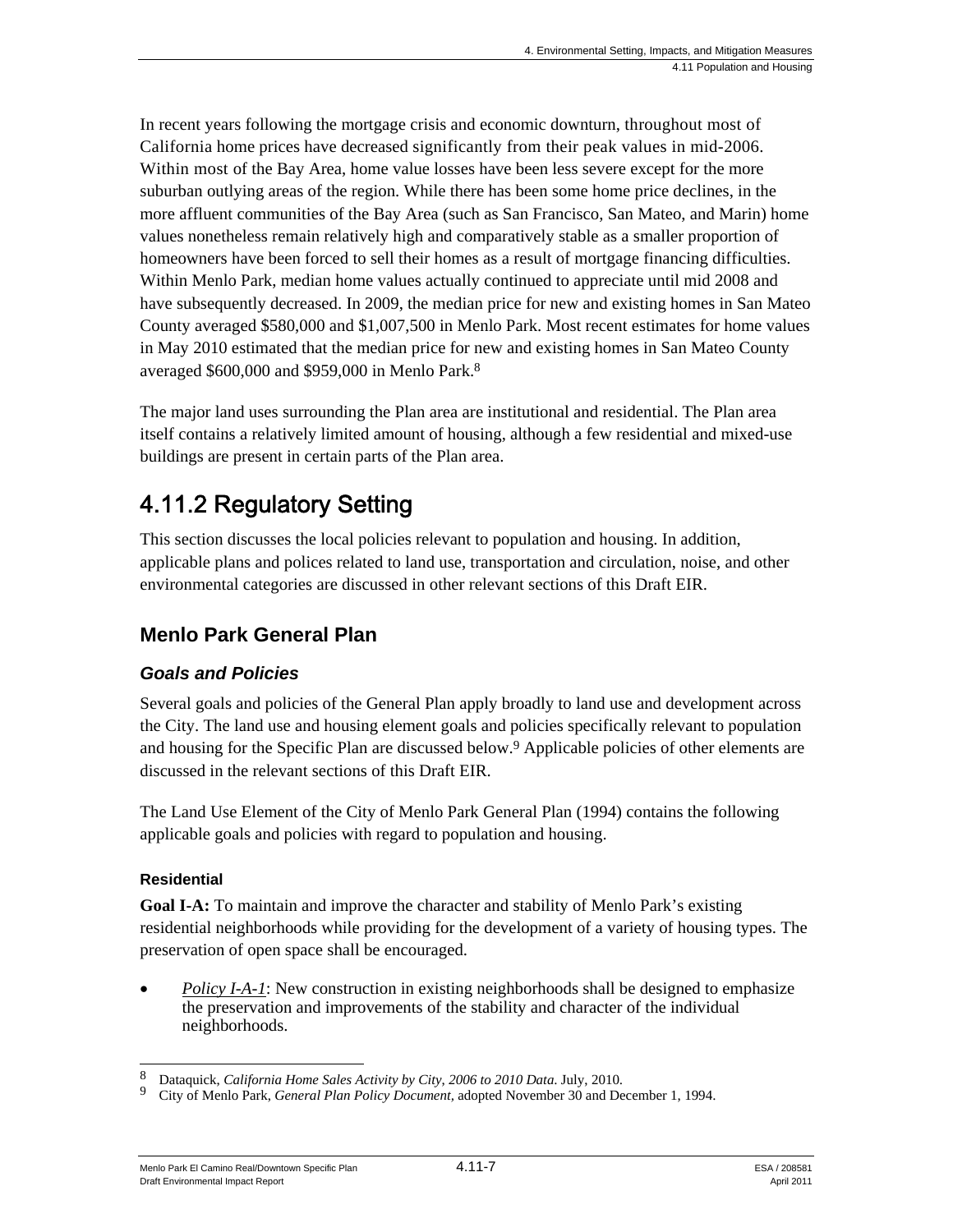In recent years following the mortgage crisis and economic downturn, throughout most of California home prices have decreased significantly from their peak values in mid-2006. Within most of the Bay Area, home value losses have been less severe except for the more suburban outlying areas of the region. While there has been some home price declines, in the more affluent communities of the Bay Area (such as San Francisco, San Mateo, and Marin) home values nonetheless remain relatively high and comparatively stable as a smaller proportion of homeowners have been forced to sell their homes as a result of mortgage financing difficulties. Within Menlo Park, median home values actually continued to appreciate until mid 2008 and have subsequently decreased. In 2009, the median price for new and existing homes in San Mateo County averaged $580,000 and $1,007,500 in Menlo Park. Most recent estimates for home values in May 2010 estimated that the median price for new and existing homes in San Mateo County averaged $600,000 and $959,000 in Menlo Park.[8]

The major land uses surrounding the Plan area are institutional and residential. The Plan area itself contains a relatively limited amount of housing, although a few residential and mixed-use buildings are present in certain parts of the Plan area.

## 4.11.2 Regulatory Setting

This section discusses the local policies relevant to population and housing. In addition, applicable plans and polices related to land use, transportation and circulation, noise, and other environmental categories are discussed in other relevant sections of this Draft EIR.

### Menlo Park General Plan

#### *Goals and Policies*

Several goals and policies of the General Plan apply broadly to land use and development across the City. The land use and housing element goals and policies specifically relevant to population and housing for the Specific Plan are discussed below.[9] Applicable policies of other elements are discussed in the relevant sections of this Draft EIR.

The Land Use Element of the City of Menlo Park General Plan (1994) contains the following applicable goals and policies with regard to population and housing.

##### Residential

**Goal I-A:** To maintain and improve the character and stability of Menlo Park's existing residential neighborhoods while providing for the development of a variety of housing types. The preservation of open space shall be encouraged.

- *Policy I-A-1*: New construction in existing neighborhoods shall be designed to emphasize the preservation and improvements of the stability and character of the individual neighborhoods.

---

[8] Dataquick, *California Home Sales Activity by City, 2006 to 2010 Data*. July, 2010.

[9] City of Menlo Park, *General Plan Policy Document*, adopted November 30 and December 1, 1994.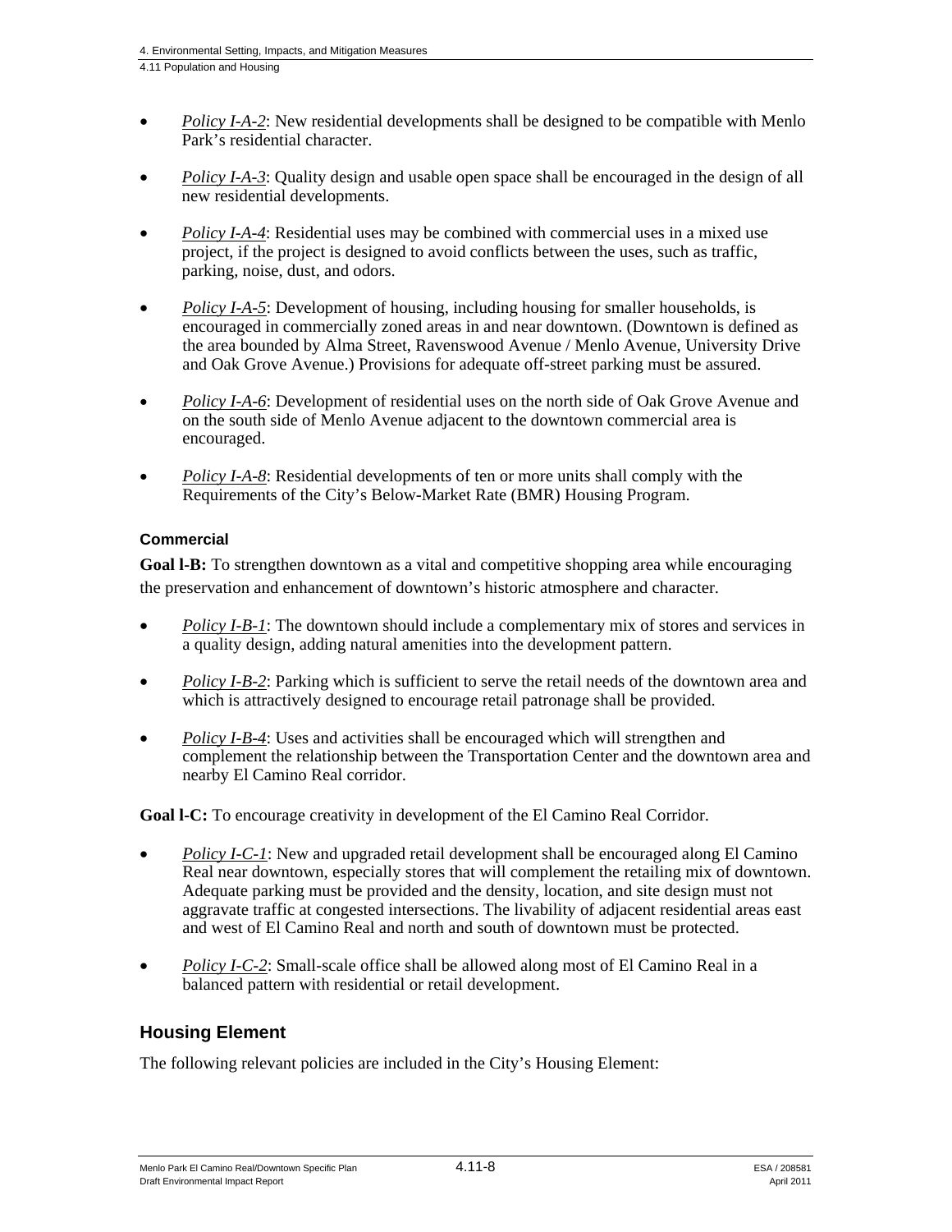- *Policy I-A-2*: New residential developments shall be designed to be compatible with Menlo Park's residential character.
- *Policy I-A-3*: Quality design and usable open space shall be encouraged in the design of all new residential developments.
- *Policy I-A-4*: Residential uses may be combined with commercial uses in a mixed use project, if the project is designed to avoid conflicts between the uses, such as traffic, parking, noise, dust, and odors.
- *Policy I-A-5*: Development of housing, including housing for smaller households, is encouraged in commercially zoned areas in and near downtown. (Downtown is defined as the area bounded by Alma Street, Ravenswood Avenue / Menlo Avenue, University Drive and Oak Grove Avenue.) Provisions for adequate off-street parking must be assured.
- *Policy I-A-6*: Development of residential uses on the north side of Oak Grove Avenue and on the south side of Menlo Avenue adjacent to the downtown commercial area is encouraged.
- *Policy I-A-8*: Residential developments of ten or more units shall comply with the Requirements of the City's Below-Market Rate (BMR) Housing Program.

#### Commercial

**Goal l-B:** To strengthen downtown as a vital and competitive shopping area while encouraging the preservation and enhancement of downtown's historic atmosphere and character.

- *Policy I-B-1*: The downtown should include a complementary mix of stores and services in a quality design, adding natural amenities into the development pattern.
- *Policy I-B-2*: Parking which is sufficient to serve the retail needs of the downtown area and which is attractively designed to encourage retail patronage shall be provided.
- *Policy I-B-4*: Uses and activities shall be encouraged which will strengthen and complement the relationship between the Transportation Center and the downtown area and nearby El Camino Real corridor.

**Goal l-C:** To encourage creativity in development of the El Camino Real Corridor.

- *Policy I-C-1*: New and upgraded retail development shall be encouraged along El Camino Real near downtown, especially stores that will complement the retailing mix of downtown. Adequate parking must be provided and the density, location, and site design must not aggravate traffic at congested intersections. The livability of adjacent residential areas east and west of El Camino Real and north and south of downtown must be protected.
- *Policy I-C-2*: Small-scale office shall be allowed along most of El Camino Real in a balanced pattern with residential or retail development.

### Housing Element

The following relevant policies are included in the City's Housing Element: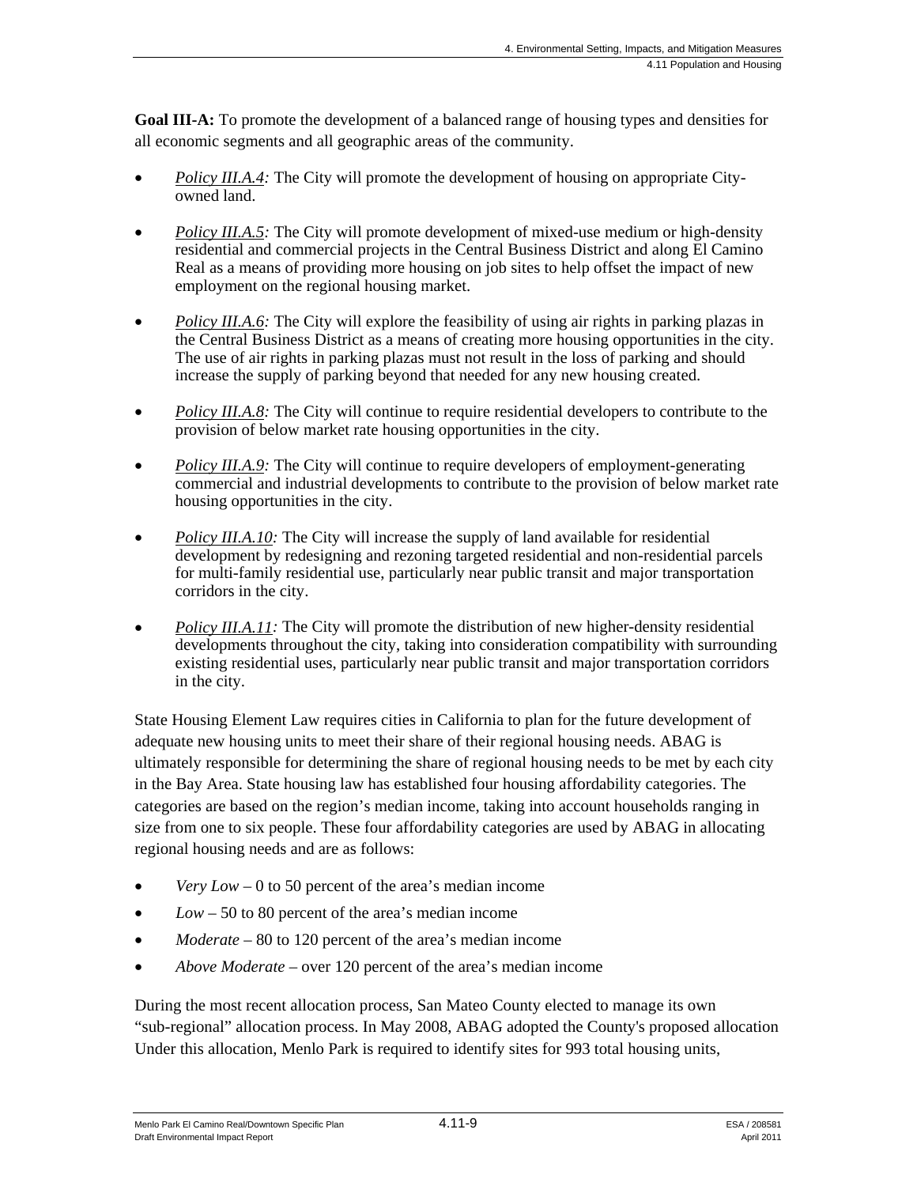**Goal III-A:** To promote the development of a balanced range of housing types and densities for all economic segments and all geographic areas of the community.

- *Policy III.A.4:* The City will promote the development of housing on appropriate City-owned land.
- *Policy III.A.5:* The City will promote development of mixed-use medium or high-density residential and commercial projects in the Central Business District and along El Camino Real as a means of providing more housing on job sites to help offset the impact of new employment on the regional housing market.
- *Policy III.A.6:* The City will explore the feasibility of using air rights in parking plazas in the Central Business District as a means of creating more housing opportunities in the city. The use of air rights in parking plazas must not result in the loss of parking and should increase the supply of parking beyond that needed for any new housing created.
- *Policy III.A.8:* The City will continue to require residential developers to contribute to the provision of below market rate housing opportunities in the city.
- *Policy III.A.9:* The City will continue to require developers of employment-generating commercial and industrial developments to contribute to the provision of below market rate housing opportunities in the city.
- *Policy III.A.10:* The City will increase the supply of land available for residential development by redesigning and rezoning targeted residential and non-residential parcels for multi-family residential use, particularly near public transit and major transportation corridors in the city.
- *Policy III.A.11:* The City will promote the distribution of new higher-density residential developments throughout the city, taking into consideration compatibility with surrounding existing residential uses, particularly near public transit and major transportation corridors in the city.

State Housing Element Law requires cities in California to plan for the future development of adequate new housing units to meet their share of their regional housing needs. ABAG is ultimately responsible for determining the share of regional housing needs to be met by each city in the Bay Area. State housing law has established four housing affordability categories. The categories are based on the region's median income, taking into account households ranging in size from one to six people. These four affordability categories are used by ABAG in allocating regional housing needs and are as follows:

- *Very Low* – 0 to 50 percent of the area's median income
- *Low* – 50 to 80 percent of the area's median income
- *Moderate* – 80 to 120 percent of the area's median income
- *Above Moderate* – over 120 percent of the area's median income

During the most recent allocation process, San Mateo County elected to manage its own "sub-regional" allocation process. In May 2008, ABAG adopted the County's proposed allocation Under this allocation, Menlo Park is required to identify sites for 993 total housing units,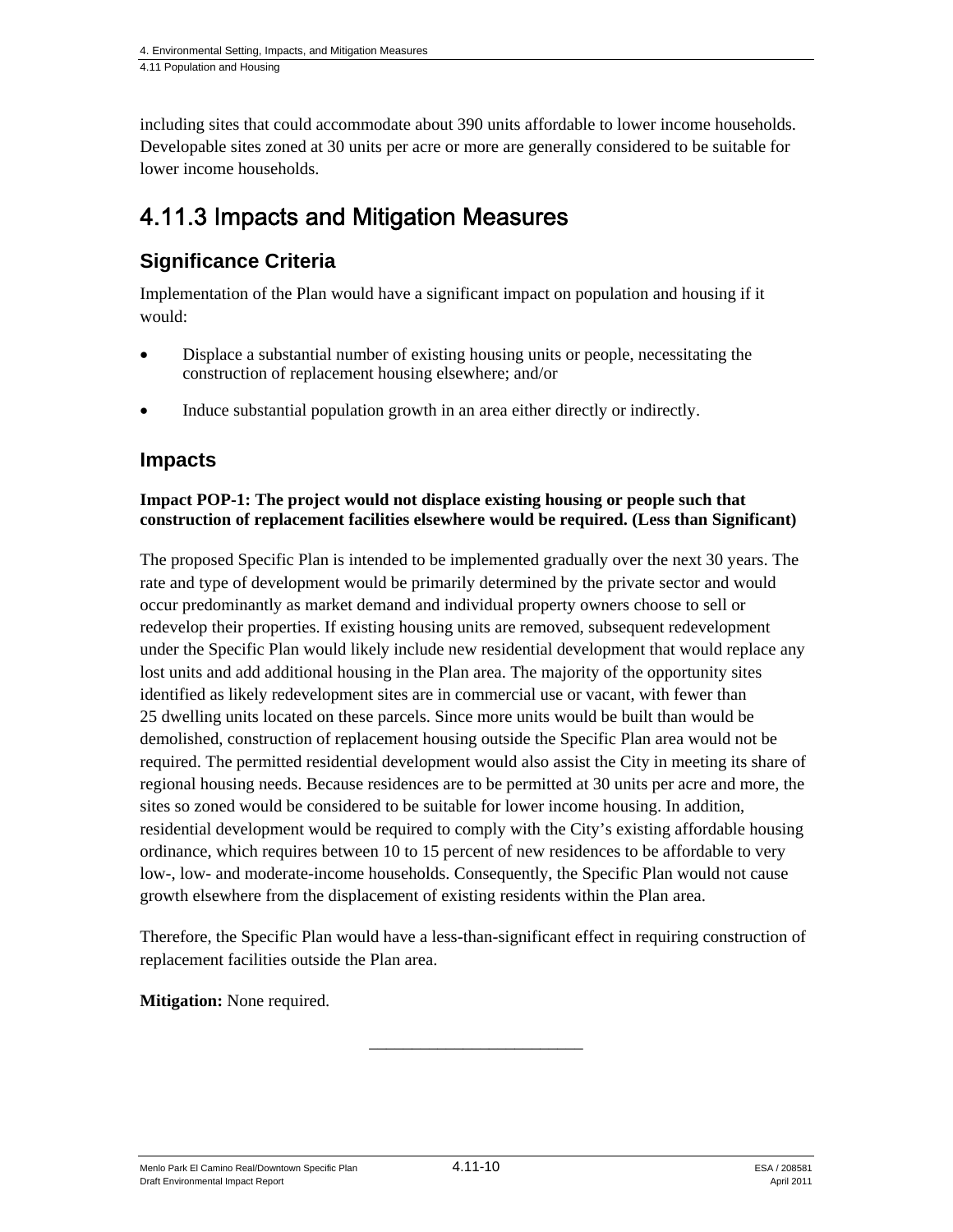including sites that could accommodate about 390 units affordable to lower income households. Developable sites zoned at 30 units per acre or more are generally considered to be suitable for lower income households.

## 4.11.3 Impacts and Mitigation Measures

### Significance Criteria

Implementation of the Plan would have a significant impact on population and housing if it would:

- Displace a substantial number of existing housing units or people, necessitating the construction of replacement housing elsewhere; and/or
- Induce substantial population growth in an area either directly or indirectly.

### Impacts

**Impact POP-1: The project would not displace existing housing or people such that construction of replacement facilities elsewhere would be required. (Less than Significant)**

The proposed Specific Plan is intended to be implemented gradually over the next 30 years. The rate and type of development would be primarily determined by the private sector and would occur predominantly as market demand and individual property owners choose to sell or redevelop their properties. If existing housing units are removed, subsequent redevelopment under the Specific Plan would likely include new residential development that would replace any lost units and add additional housing in the Plan area. The majority of the opportunity sites identified as likely redevelopment sites are in commercial use or vacant, with fewer than 25 dwelling units located on these parcels. Since more units would be built than would be demolished, construction of replacement housing outside the Specific Plan area would not be required. The permitted residential development would also assist the City in meeting its share of regional housing needs. Because residences are to be permitted at 30 units per acre and more, the sites so zoned would be considered to be suitable for lower income housing. In addition, residential development would be required to comply with the City's existing affordable housing ordinance, which requires between 10 to 15 percent of new residences to be affordable to very low-, low- and moderate-income households. Consequently, the Specific Plan would not cause growth elsewhere from the displacement of existing residents within the Plan area.

Therefore, the Specific Plan would have a less-than-significant effect in requiring construction of replacement facilities outside the Plan area.

**Mitigation:** None required.

_________________________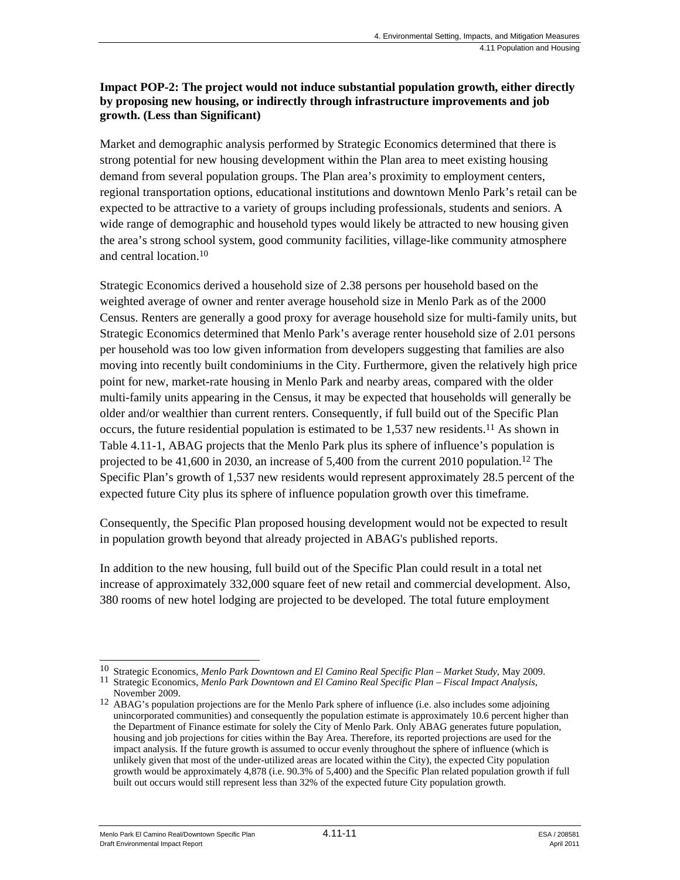**Impact POP-2: The project would not induce substantial population growth, either directly by proposing new housing, or indirectly through infrastructure improvements and job growth. (Less than Significant)**

Market and demographic analysis performed by Strategic Economics determined that there is strong potential for new housing development within the Plan area to meet existing housing demand from several population groups. The Plan area's proximity to employment centers, regional transportation options, educational institutions and downtown Menlo Park's retail can be expected to be attractive to a variety of groups including professionals, students and seniors. A wide range of demographic and household types would likely be attracted to new housing given the area's strong school system, good community facilities, village-like community atmosphere and central location.[10]

Strategic Economics derived a household size of 2.38 persons per household based on the weighted average of owner and renter average household size in Menlo Park as of the 2000 Census. Renters are generally a good proxy for average household size for multi-family units, but Strategic Economics determined that Menlo Park's average renter household size of 2.01 persons per household was too low given information from developers suggesting that families are also moving into recently built condominiums in the City. Furthermore, given the relatively high price point for new, market-rate housing in Menlo Park and nearby areas, compared with the older multi-family units appearing in the Census, it may be expected that households will generally be older and/or wealthier than current renters. Consequently, if full build out of the Specific Plan occurs, the future residential population is estimated to be 1,537 new residents.[11] As shown in Table 4.11-1, ABAG projects that the Menlo Park plus its sphere of influence's population is projected to be 41,600 in 2030, an increase of 5,400 from the current 2010 population.[12] The Specific Plan's growth of 1,537 new residents would represent approximately 28.5 percent of the expected future City plus its sphere of influence population growth over this timeframe.

Consequently, the Specific Plan proposed housing development would not be expected to result in population growth beyond that already projected in ABAG's published reports.

In addition to the new housing, full build out of the Specific Plan could result in a total net increase of approximately 332,000 square feet of new retail and commercial development. Also, 380 rooms of new hotel lodging are projected to be developed. The total future employment

---

[10] Strategic Economics, *Menlo Park Downtown and El Camino Real Specific Plan – Market Study*, May 2009.

[11] Strategic Economics, *Menlo Park Downtown and El Camino Real Specific Plan – Fiscal Impact Analysis*, November 2009.

[12] ABAG's population projections are for the Menlo Park sphere of influence (i.e. also includes some adjoining unincorporated communities) and consequently the population estimate is approximately 10.6 percent higher than the Department of Finance estimate for solely the City of Menlo Park. Only ABAG generates future population, housing and job projections for cities within the Bay Area. Therefore, its reported projections are used for the impact analysis. If the future growth is assumed to occur evenly throughout the sphere of influence (which is unlikely given that most of the under-utilized areas are located within the City), the expected City population growth would be approximately 4,878 (i.e. 90.3% of 5,400) and the Specific Plan related population growth if full built out occurs would still represent less than 32% of the expected future City population growth.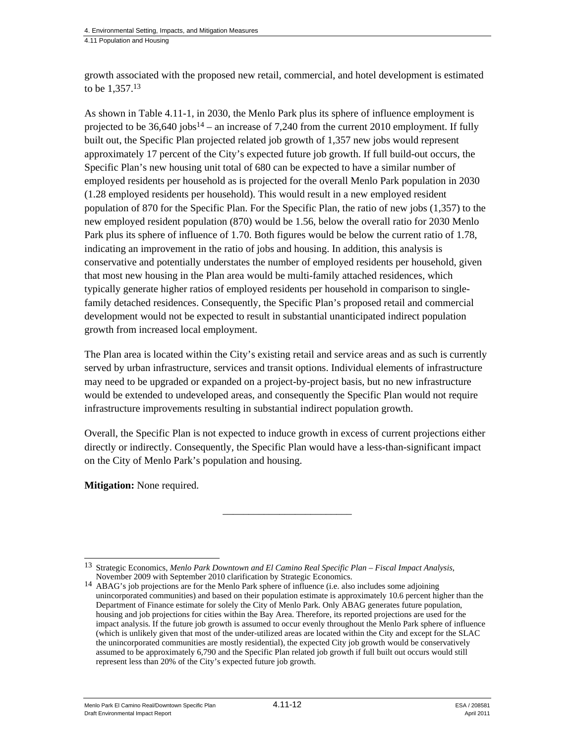growth associated with the proposed new retail, commercial, and hotel development is estimated to be 1,357.[13]

As shown in Table 4.11-1, in 2030, the Menlo Park plus its sphere of influence employment is projected to be 36,640 jobs[14] – an increase of 7,240 from the current 2010 employment. If fully built out, the Specific Plan projected related job growth of 1,357 new jobs would represent approximately 17 percent of the City's expected future job growth. If full build-out occurs, the Specific Plan's new housing unit total of 680 can be expected to have a similar number of employed residents per household as is projected for the overall Menlo Park population in 2030 (1.28 employed residents per household). This would result in a new employed resident population of 870 for the Specific Plan. For the Specific Plan, the ratio of new jobs (1,357) to the new employed resident population (870) would be 1.56, below the overall ratio for 2030 Menlo Park plus its sphere of influence of 1.70. Both figures would be below the current ratio of 1.78, indicating an improvement in the ratio of jobs and housing. In addition, this analysis is conservative and potentially understates the number of employed residents per household, given that most new housing in the Plan area would be multi-family attached residences, which typically generate higher ratios of employed residents per household in comparison to single-family detached residences. Consequently, the Specific Plan's proposed retail and commercial development would not be expected to result in substantial unanticipated indirect population growth from increased local employment.

The Plan area is located within the City's existing retail and service areas and as such is currently served by urban infrastructure, services and transit options. Individual elements of infrastructure may need to be upgraded or expanded on a project-by-project basis, but no new infrastructure would be extended to undeveloped areas, and consequently the Specific Plan would not require infrastructure improvements resulting in substantial indirect population growth.

Overall, the Specific Plan is not expected to induce growth in excess of current projections either directly or indirectly. Consequently, the Specific Plan would have a less-than-significant impact on the City of Menlo Park's population and housing.

**Mitigation:** None required.

_________________________

[13] Strategic Economics, *Menlo Park Downtown and El Camino Real Specific Plan – Fiscal Impact Analysis*, November 2009 with September 2010 clarification by Strategic Economics.

[14] ABAG's job projections are for the Menlo Park sphere of influence (i.e. also includes some adjoining unincorporated communities) and based on their population estimate is approximately 10.6 percent higher than the Department of Finance estimate for solely the City of Menlo Park. Only ABAG generates future population, housing and job projections for cities within the Bay Area. Therefore, its reported projections are used for the impact analysis. If the future job growth is assumed to occur evenly throughout the Menlo Park sphere of influence (which is unlikely given that most of the under-utilized areas are located within the City and except for the SLAC the unincorporated communities are mostly residential), the expected City job growth would be conservatively assumed to be approximately 6,790 and the Specific Plan related job growth if full built out occurs would still represent less than 20% of the City's expected future job growth.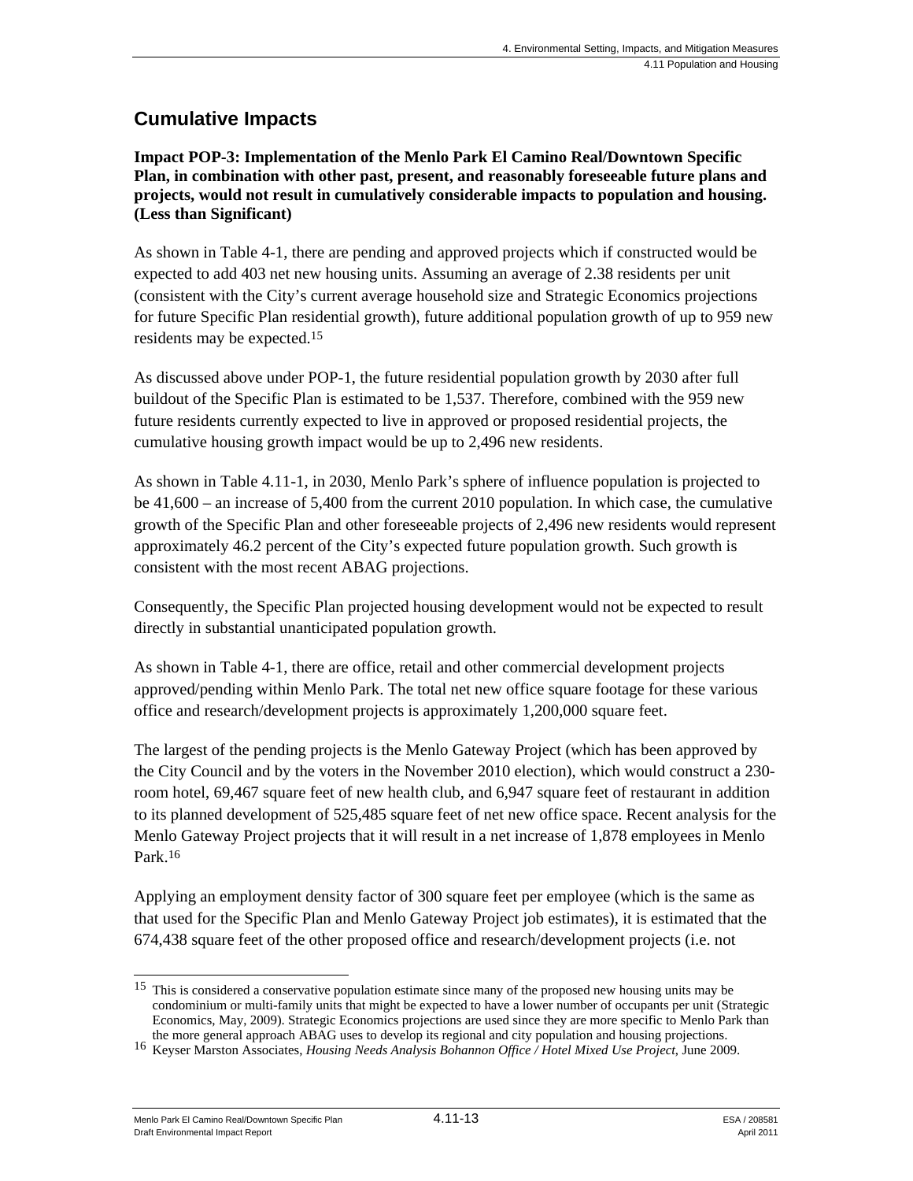## Cumulative Impacts

**Impact POP-3: Implementation of the Menlo Park El Camino Real/Downtown Specific Plan, in combination with other past, present, and reasonably foreseeable future plans and projects, would not result in cumulatively considerable impacts to population and housing. (Less than Significant)**

As shown in Table 4-1, there are pending and approved projects which if constructed would be expected to add 403 net new housing units. Assuming an average of 2.38 residents per unit (consistent with the City's current average household size and Strategic Economics projections for future Specific Plan residential growth), future additional population growth of up to 959 new residents may be expected.[15]

As discussed above under POP-1, the future residential population growth by 2030 after full buildout of the Specific Plan is estimated to be 1,537. Therefore, combined with the 959 new future residents currently expected to live in approved or proposed residential projects, the cumulative housing growth impact would be up to 2,496 new residents.

As shown in Table 4.11-1, in 2030, Menlo Park's sphere of influence population is projected to be 41,600 – an increase of 5,400 from the current 2010 population. In which case, the cumulative growth of the Specific Plan and other foreseeable projects of 2,496 new residents would represent approximately 46.2 percent of the City's expected future population growth. Such growth is consistent with the most recent ABAG projections.

Consequently, the Specific Plan projected housing development would not be expected to result directly in substantial unanticipated population growth.

As shown in Table 4-1, there are office, retail and other commercial development projects approved/pending within Menlo Park. The total net new office square footage for these various office and research/development projects is approximately 1,200,000 square feet.

The largest of the pending projects is the Menlo Gateway Project (which has been approved by the City Council and by the voters in the November 2010 election), which would construct a 230-room hotel, 69,467 square feet of new health club, and 6,947 square feet of restaurant in addition to its planned development of 525,485 square feet of net new office space. Recent analysis for the Menlo Gateway Project projects that it will result in a net increase of 1,878 employees in Menlo Park.[16]

Applying an employment density factor of 300 square feet per employee (which is the same as that used for the Specific Plan and Menlo Gateway Project job estimates), it is estimated that the 674,438 square feet of the other proposed office and research/development projects (i.e. not

---

[15] This is considered a conservative population estimate since many of the proposed new housing units may be condominium or multi-family units that might be expected to have a lower number of occupants per unit (Strategic Economics, May, 2009). Strategic Economics projections are used since they are more specific to Menlo Park than the more general approach ABAG uses to develop its regional and city population and housing projections.

[16] Keyser Marston Associates, *Housing Needs Analysis Bohannon Office / Hotel Mixed Use Project*, June 2009.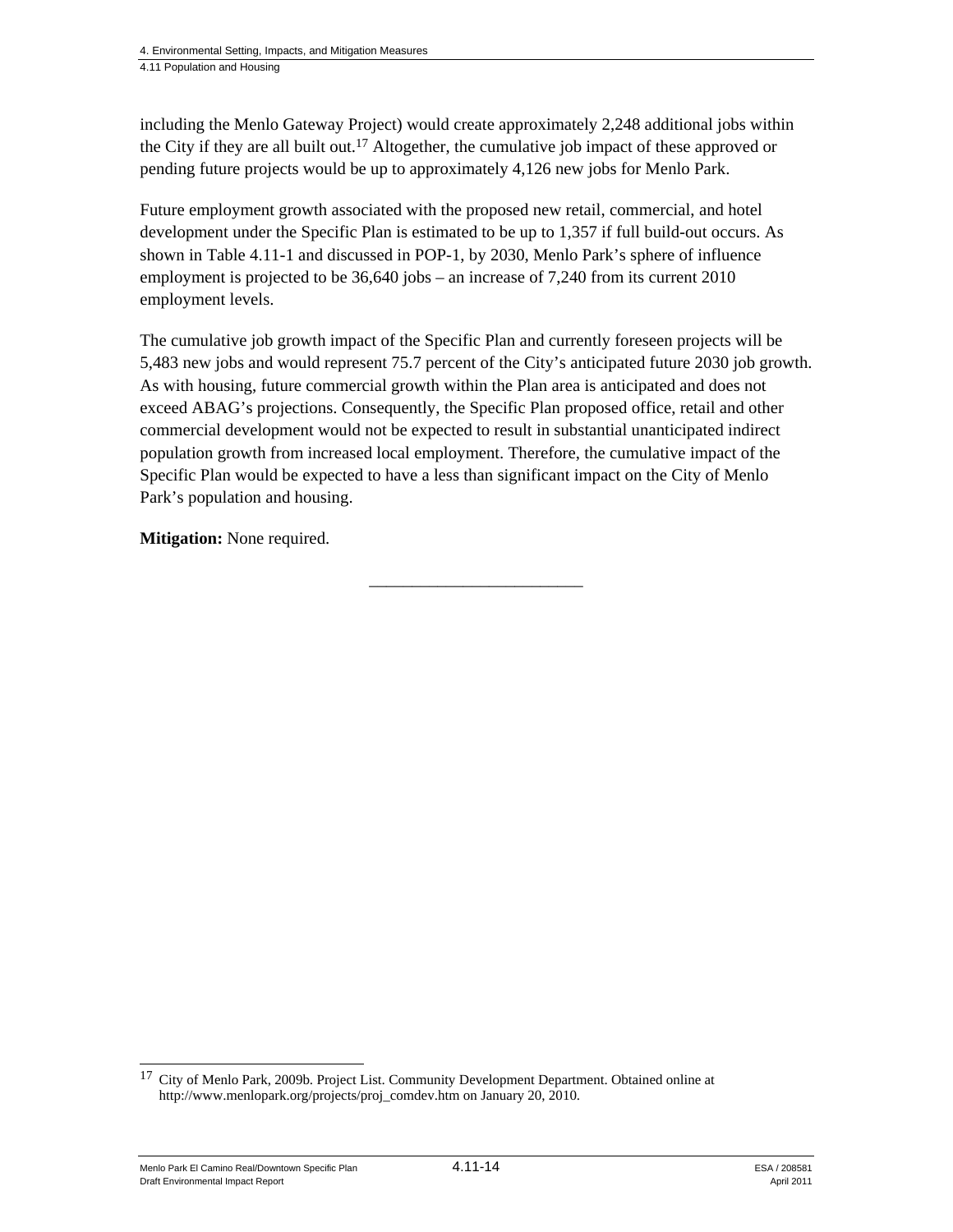including the Menlo Gateway Project) would create approximately 2,248 additional jobs within the City if they are all built out.[17] Altogether, the cumulative job impact of these approved or pending future projects would be up to approximately 4,126 new jobs for Menlo Park.

Future employment growth associated with the proposed new retail, commercial, and hotel development under the Specific Plan is estimated to be up to 1,357 if full build-out occurs. As shown in Table 4.11-1 and discussed in POP-1, by 2030, Menlo Park's sphere of influence employment is projected to be 36,640 jobs – an increase of 7,240 from its current 2010 employment levels.

The cumulative job growth impact of the Specific Plan and currently foreseen projects will be 5,483 new jobs and would represent 75.7 percent of the City's anticipated future 2030 job growth. As with housing, future commercial growth within the Plan area is anticipated and does not exceed ABAG's projections. Consequently, the Specific Plan proposed office, retail and other commercial development would not be expected to result in substantial unanticipated indirect population growth from increased local employment. Therefore, the cumulative impact of the Specific Plan would be expected to have a less than significant impact on the City of Menlo Park's population and housing.

**Mitigation:** None required.

_________________________

[17] City of Menlo Park, 2009b. Project List. Community Development Department. Obtained online at http://www.menlopark.org/projects/proj_comdev.htm on January 20, 2010.